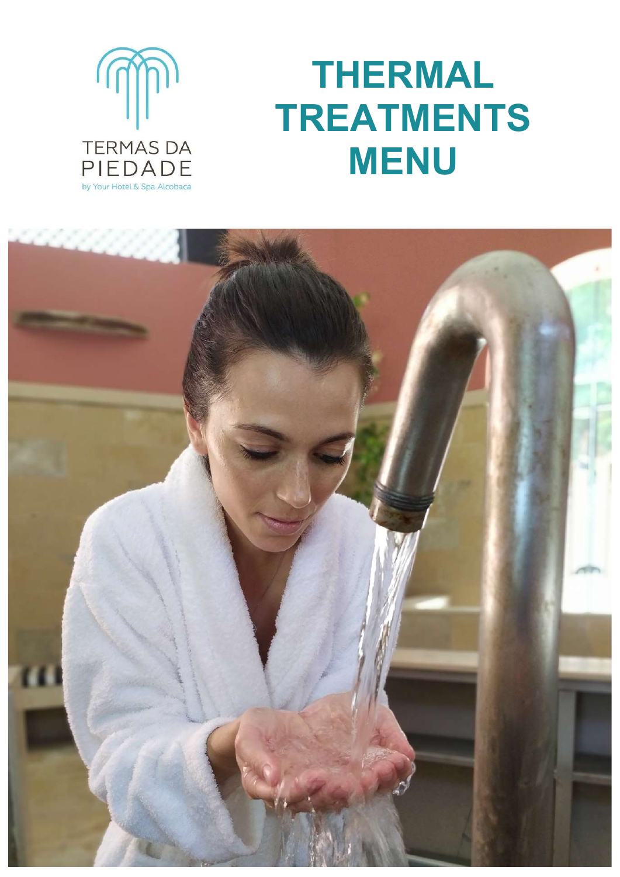TERMAS DA PIEDADE

by Your Hotel & Spa Alcobaça

# THERMAL TREATMENTS MENU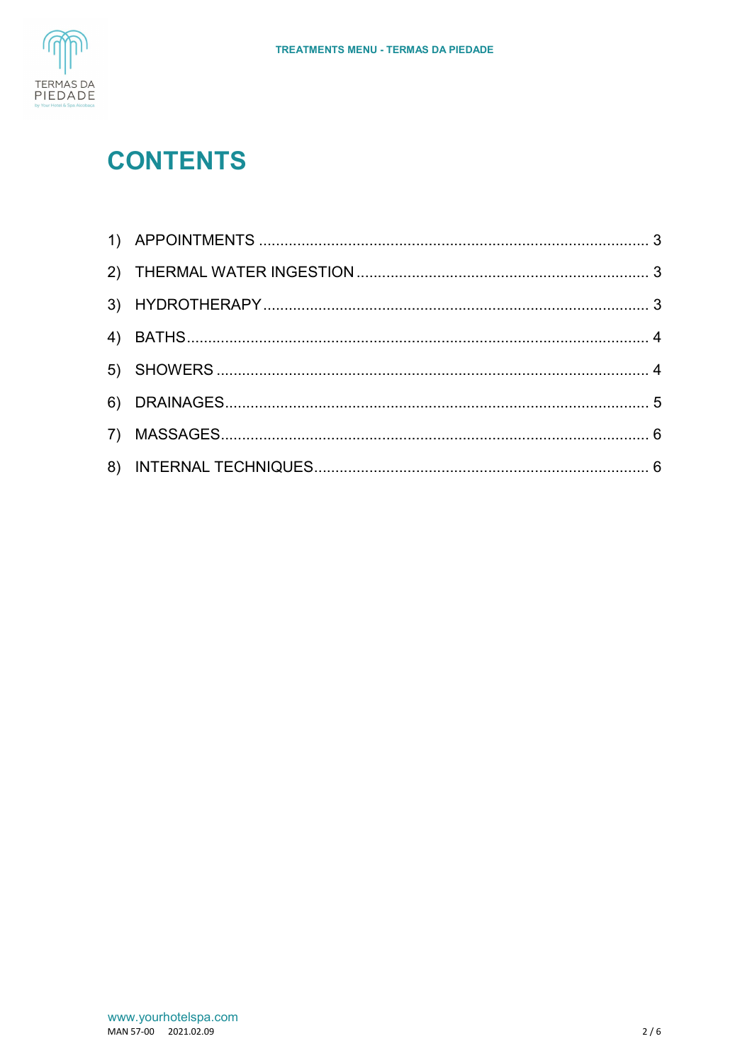# CONTENTS

1) APPOINTMENTS .......................................................................................... 3
2) THERMAL WATER INGESTION .................................................................... 3
3) HYDROTHERAPY .......................................................................................... 3
4) BATHS .......................................................................................................... 4
5) SHOWERS ..................................................................................................... 4
6) DRAINAGES .................................................................................................. 5
7) MASSAGES ................................................................................................... 6
8) INTERNAL TECHNIQUES .............................................................................. 6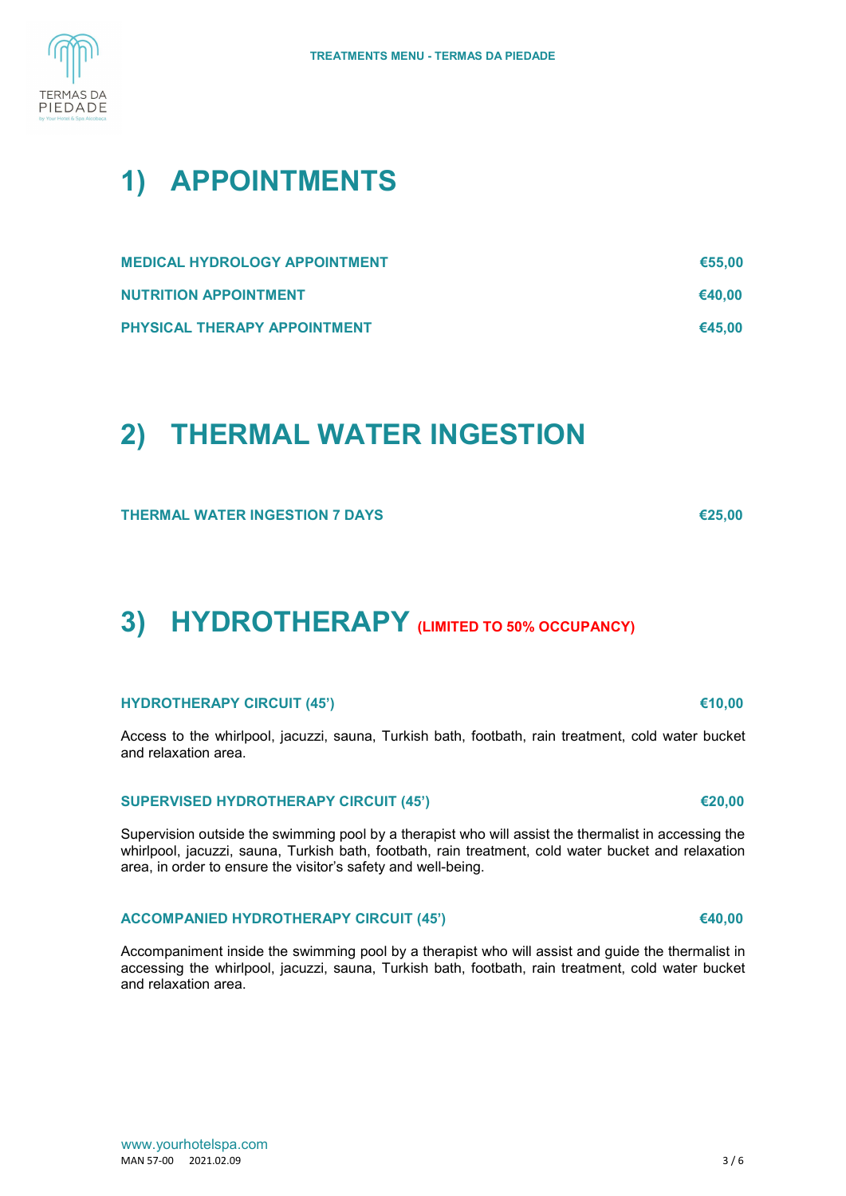# 1) APPOINTMENTS

| | |
|---|---|
| **MEDICAL HYDROLOGY APPOINTMENT** | **€55,00** |
| **NUTRITION APPOINTMENT** | **€40,00** |
| **PHYSICAL THERAPY APPOINTMENT** | **€45,00** |

# 2) THERMAL WATER INGESTION

| | |
|---|---|
| **THERMAL WATER INGESTION 7 DAYS** | **€25,00** |

# 3) HYDROTHERAPY (LIMITED TO 50% OCCUPANCY)

**HYDROTHERAPY CIRCUIT (45')** **€10,00**

Access to the whirlpool, jacuzzi, sauna, Turkish bath, footbath, rain treatment, cold water bucket and relaxation area.

**SUPERVISED HYDROTHERAPY CIRCUIT (45')** **€20,00**

Supervision outside the swimming pool by a therapist who will assist the thermalist in accessing the whirlpool, jacuzzi, sauna, Turkish bath, footbath, rain treatment, cold water bucket and relaxation area, in order to ensure the visitor's safety and well-being.

**ACCOMPANIED HYDROTHERAPY CIRCUIT (45')** **€40,00**

Accompaniment inside the swimming pool by a therapist who will assist and guide the thermalist in accessing the whirlpool, jacuzzi, sauna, Turkish bath, footbath, rain treatment, cold water bucket and relaxation area.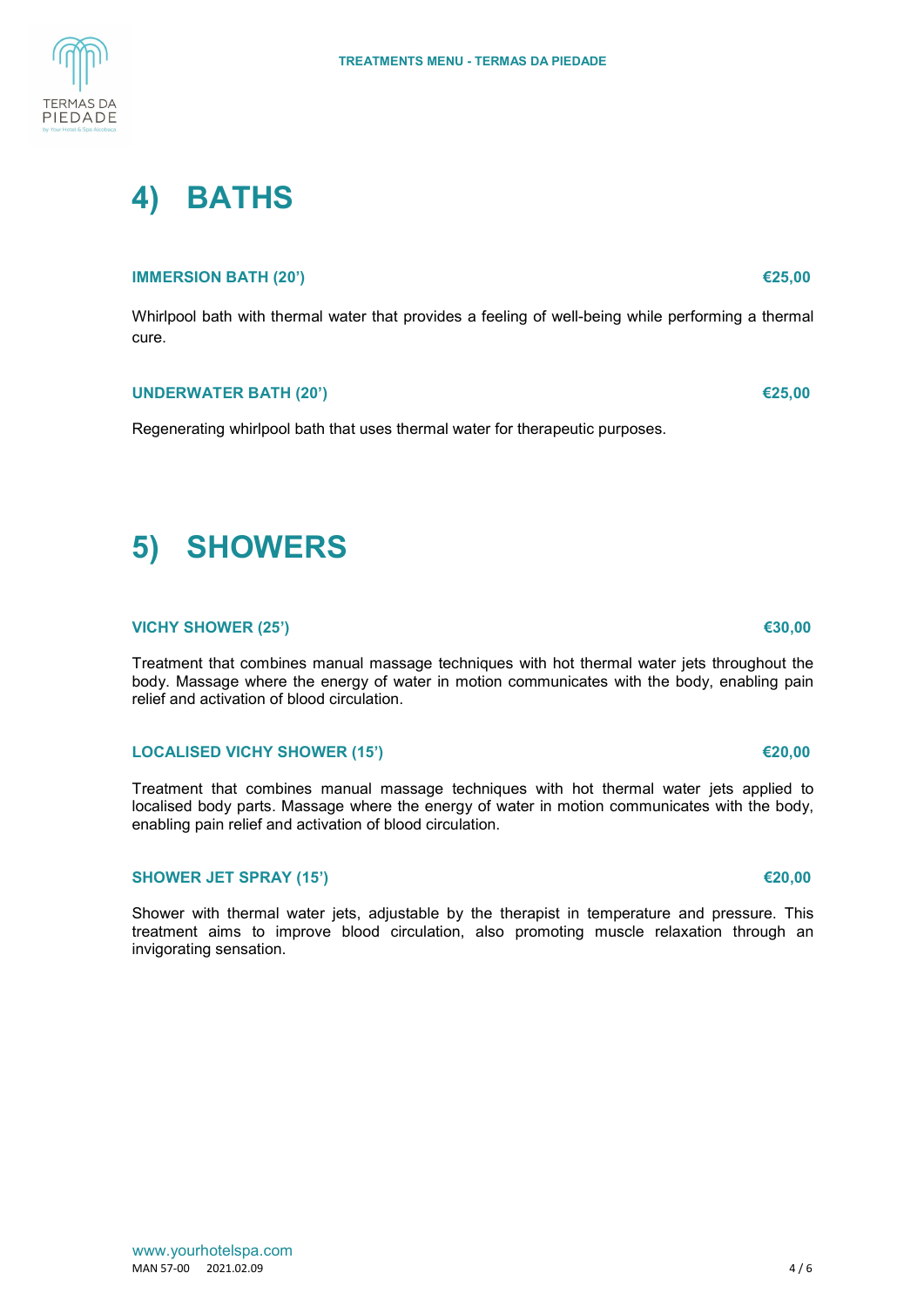# 4) BATHS

**IMMERSION BATH (20')** **€25,00**

Whirlpool bath with thermal water that provides a feeling of well-being while performing a thermal cure.

**UNDERWATER BATH (20')** **€25,00**

Regenerating whirlpool bath that uses thermal water for therapeutic purposes.

# 5) SHOWERS

**VICHY SHOWER (25')** **€30,00**

Treatment that combines manual massage techniques with hot thermal water jets throughout the body. Massage where the energy of water in motion communicates with the body, enabling pain relief and activation of blood circulation.

**LOCALISED VICHY SHOWER (15')** **€20,00**

Treatment that combines manual massage techniques with hot thermal water jets applied to localised body parts. Massage where the energy of water in motion communicates with the body, enabling pain relief and activation of blood circulation.

**SHOWER JET SPRAY (15')** **€20,00**

Shower with thermal water jets, adjustable by the therapist in temperature and pressure. This treatment aims to improve blood circulation, also promoting muscle relaxation through an invigorating sensation.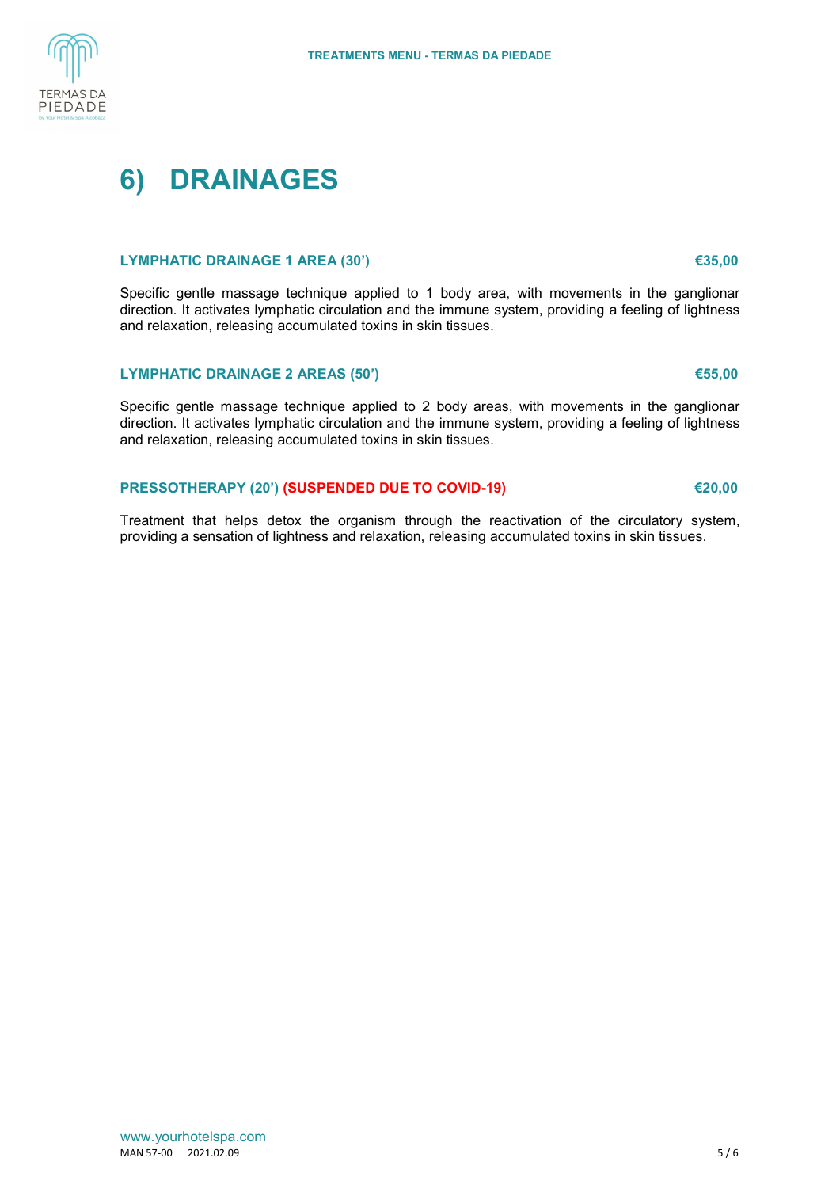# 6) DRAINAGES

**LYMPHATIC DRAINAGE 1 AREA (30')** **€35,00**

Specific gentle massage technique applied to 1 body area, with movements in the ganglionar direction. It activates lymphatic circulation and the immune system, providing a feeling of lightness and relaxation, releasing accumulated toxins in skin tissues.

**LYMPHATIC DRAINAGE 2 AREAS (50')** **€55,00**

Specific gentle massage technique applied to 2 body areas, with movements in the ganglionar direction. It activates lymphatic circulation and the immune system, providing a feeling of lightness and relaxation, releasing accumulated toxins in skin tissues.

**PRESSOTHERAPY (20') (SUSPENDED DUE TO COVID-19)** **€20,00**

Treatment that helps detox the organism through the reactivation of the circulatory system, providing a sensation of lightness and relaxation, releasing accumulated toxins in skin tissues.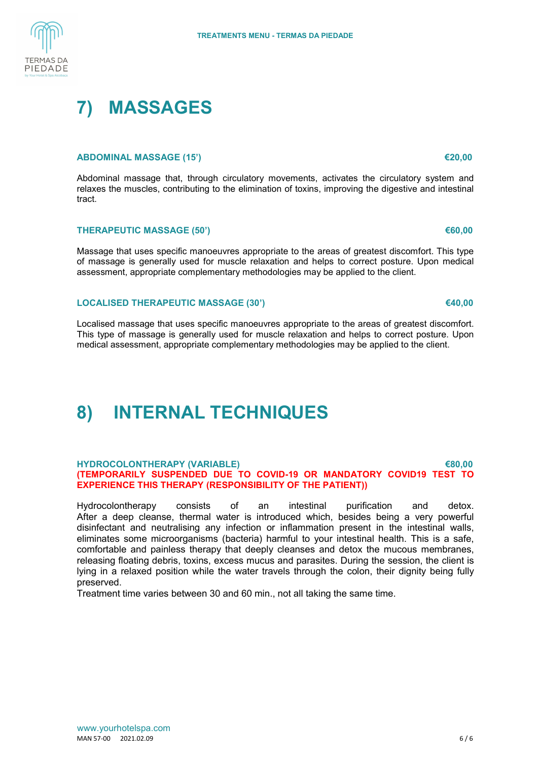# 7) MASSAGES

**ABDOMINAL MASSAGE (15')** **€20,00**

Abdominal massage that, through circulatory movements, activates the circulatory system and relaxes the muscles, contributing to the elimination of toxins, improving the digestive and intestinal tract.

**THERAPEUTIC MASSAGE (50')** **€60,00**

Massage that uses specific manoeuvres appropriate to the areas of greatest discomfort. This type of massage is generally used for muscle relaxation and helps to correct posture. Upon medical assessment, appropriate complementary methodologies may be applied to the client.

**LOCALISED THERAPEUTIC MASSAGE (30')** **€40,00**

Localised massage that uses specific manoeuvres appropriate to the areas of greatest discomfort. This type of massage is generally used for muscle relaxation and helps to correct posture. Upon medical assessment, appropriate complementary methodologies may be applied to the client.

# 8) INTERNAL TECHNIQUES

**HYDROCOLONTHERAPY (VARIABLE)** **€80,00**
**(TEMPORARILY SUSPENDED DUE TO COVID-19 OR MANDATORY COVID19 TEST TO EXPERIENCE THIS THERAPY (RESPONSIBILITY OF THE PATIENT))**

Hydrocolontherapy consists of an intestinal purification and detox. After a deep cleanse, thermal water is introduced which, besides being a very powerful disinfectant and neutralising any infection or inflammation present in the intestinal walls, eliminates some microorganisms (bacteria) harmful to your intestinal health. This is a safe, comfortable and painless therapy that deeply cleanses and detox the mucous membranes, releasing floating debris, toxins, excess mucus and parasites. During the session, the client is lying in a relaxed position while the water travels through the colon, their dignity being fully preserved.
Treatment time varies between 30 and 60 min., not all taking the same time.